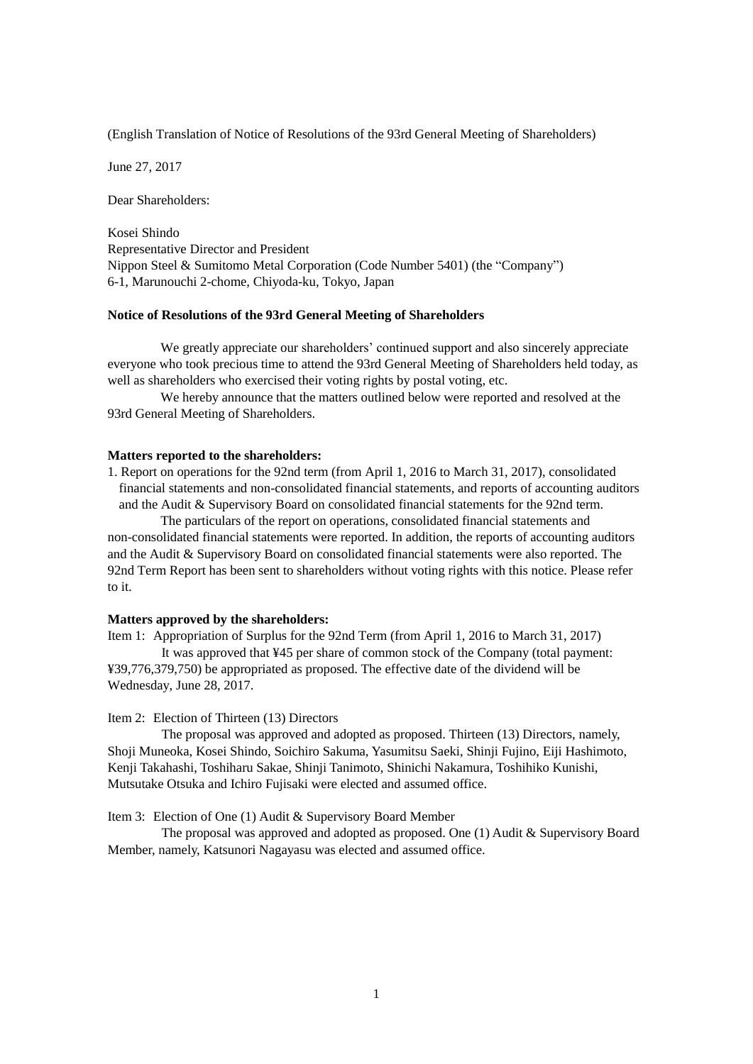(English Translation of Notice of Resolutions of the 93rd General Meeting of Shareholders)

June 27, 2017

Dear Shareholders:

Kosei Shindo
Representative Director and President
Nippon Steel & Sumitomo Metal Corporation (Code Number 5401) (the "Company")
6-1, Marunouchi 2-chome, Chiyoda-ku, Tokyo, Japan

**Notice of Resolutions of the 93rd General Meeting of Shareholders**

We greatly appreciate our shareholders' continued support and also sincerely appreciate everyone who took precious time to attend the 93rd General Meeting of Shareholders held today, as well as shareholders who exercised their voting rights by postal voting, etc.

We hereby announce that the matters outlined below were reported and resolved at the 93rd General Meeting of Shareholders.

**Matters reported to the shareholders:**

1. Report on operations for the 92nd term (from April 1, 2016 to March 31, 2017), consolidated financial statements and non-consolidated financial statements, and reports of accounting auditors and the Audit & Supervisory Board on consolidated financial statements for the 92nd term.

The particulars of the report on operations, consolidated financial statements and non-consolidated financial statements were reported. In addition, the reports of accounting auditors and the Audit & Supervisory Board on consolidated financial statements were also reported. The 92nd Term Report has been sent to shareholders without voting rights with this notice. Please refer to it.

**Matters approved by the shareholders:**

Item 1: Appropriation of Surplus for the 92nd Term (from April 1, 2016 to March 31, 2017)

It was approved that ¥45 per share of common stock of the Company (total payment: ¥39,776,379,750) be appropriated as proposed. The effective date of the dividend will be Wednesday, June 28, 2017.

Item 2: Election of Thirteen (13) Directors

The proposal was approved and adopted as proposed. Thirteen (13) Directors, namely, Shoji Muneoka, Kosei Shindo, Soichiro Sakuma, Yasumitsu Saeki, Shinji Fujino, Eiji Hashimoto, Kenji Takahashi, Toshiharu Sakae, Shinji Tanimoto, Shinichi Nakamura, Toshihiko Kunishi, Mutsutake Otsuka and Ichiro Fujisaki were elected and assumed office.

Item 3: Election of One (1) Audit & Supervisory Board Member

The proposal was approved and adopted as proposed. One (1) Audit & Supervisory Board Member, namely, Katsunori Nagayasu was elected and assumed office.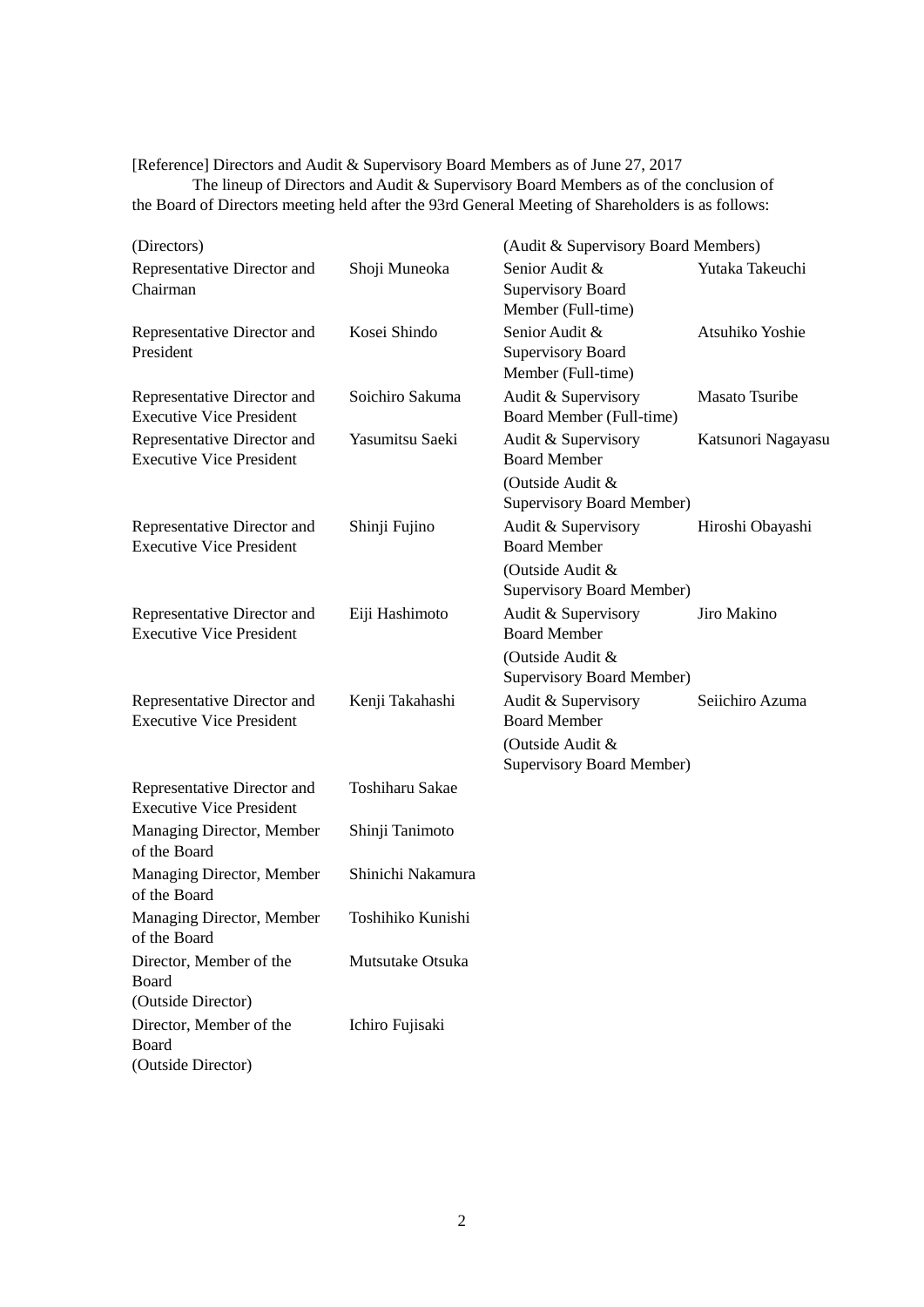[Reference] Directors and Audit & Supervisory Board Members as of June 27, 2017

The lineup of Directors and Audit & Supervisory Board Members as of the conclusion of the Board of Directors meeting held after the 93rd General Meeting of Shareholders is as follows:

| (Directors) | | (Audit & Supervisory Board Members) | |
|---|---|---|---|
| Representative Director and Chairman | Shoji Muneoka | Senior Audit & Supervisory Board Member (Full-time) | Yutaka Takeuchi |
| Representative Director and President | Kosei Shindo | Senior Audit & Supervisory Board Member (Full-time) | Atsuhiko Yoshie |
| Representative Director and Executive Vice President | Soichiro Sakuma | Audit & Supervisory Board Member (Full-time) | Masato Tsuribe |
| Representative Director and Executive Vice President | Yasumitsu Saeki | Audit & Supervisory Board Member (Outside Audit & Supervisory Board Member) | Katsunori Nagayasu |
| Representative Director and Executive Vice President | Shinji Fujino | Audit & Supervisory Board Member (Outside Audit & Supervisory Board Member) | Hiroshi Obayashi |
| Representative Director and Executive Vice President | Eiji Hashimoto | Audit & Supervisory Board Member (Outside Audit & Supervisory Board Member) | Jiro Makino |
| Representative Director and Executive Vice President | Kenji Takahashi | Audit & Supervisory Board Member (Outside Audit & Supervisory Board Member) | Seiichiro Azuma |
| Representative Director and Executive Vice President | Toshiharu Sakae | | |
| Managing Director, Member of the Board | Shinji Tanimoto | | |
| Managing Director, Member of the Board | Shinichi Nakamura | | |
| Managing Director, Member of the Board | Toshihiko Kunishi | | |
| Director, Member of the Board (Outside Director) | Mutsutake Otsuka | | |
| Director, Member of the Board (Outside Director) | Ichiro Fujisaki | | |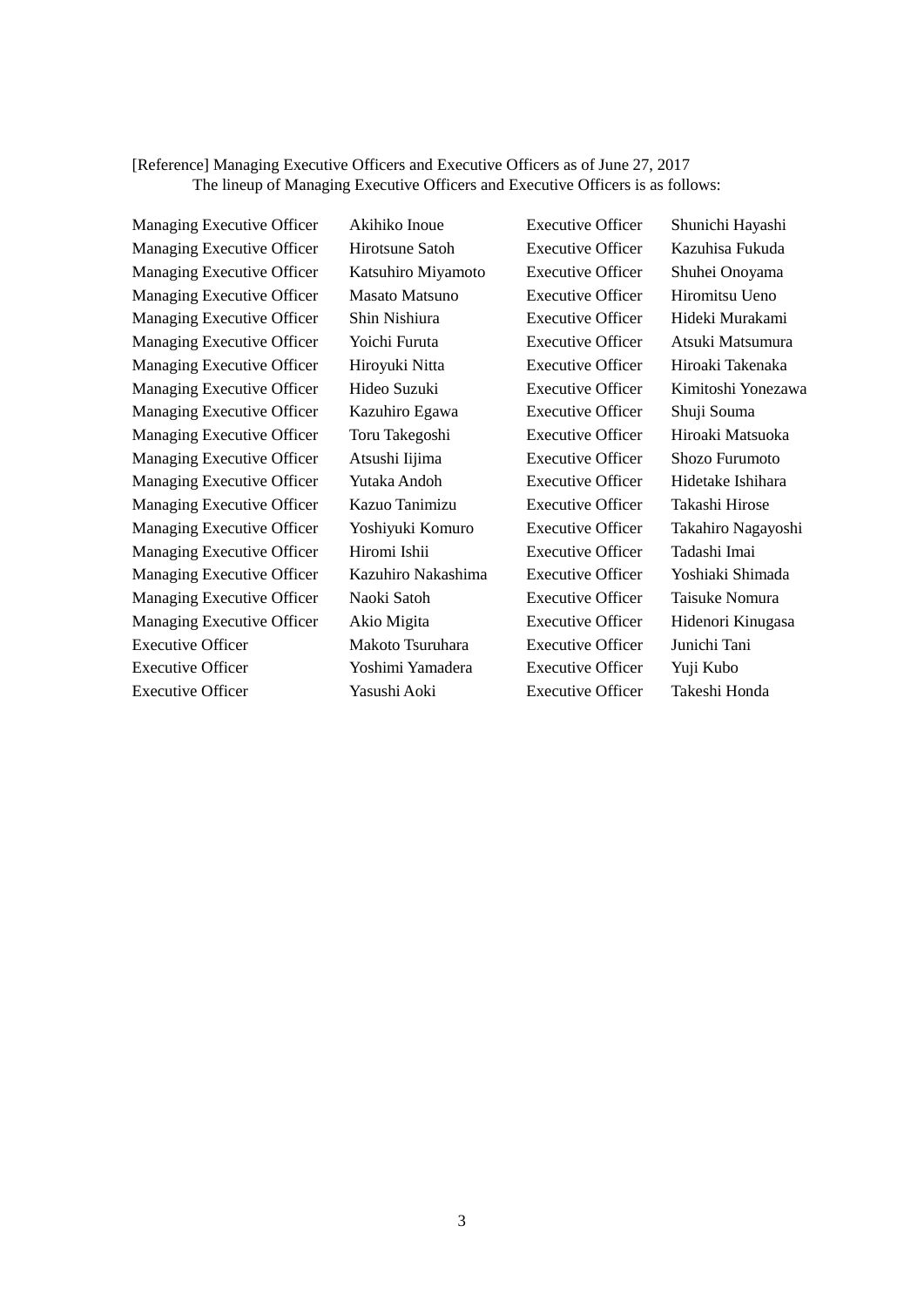[Reference] Managing Executive Officers and Executive Officers as of June 27, 2017

The lineup of Managing Executive Officers and Executive Officers is as follows:

| | | | |
|---|---|---|---|
| Managing Executive Officer | Akihiko Inoue | Executive Officer | Shunichi Hayashi |
| Managing Executive Officer | Hirotsune Satoh | Executive Officer | Kazuhisa Fukuda |
| Managing Executive Officer | Katsuhiro Miyamoto | Executive Officer | Shuhei Onoyama |
| Managing Executive Officer | Masato Matsuno | Executive Officer | Hiromitsu Ueno |
| Managing Executive Officer | Shin Nishiura | Executive Officer | Hideki Murakami |
| Managing Executive Officer | Yoichi Furuta | Executive Officer | Atsuki Matsumura |
| Managing Executive Officer | Hiroyuki Nitta | Executive Officer | Hiroaki Takenaka |
| Managing Executive Officer | Hideo Suzuki | Executive Officer | Kimitoshi Yonezawa |
| Managing Executive Officer | Kazuhiro Egawa | Executive Officer | Shuji Souma |
| Managing Executive Officer | Toru Takegoshi | Executive Officer | Hiroaki Matsuoka |
| Managing Executive Officer | Atsushi Iijima | Executive Officer | Shozo Furumoto |
| Managing Executive Officer | Yutaka Andoh | Executive Officer | Hidetake Ishihara |
| Managing Executive Officer | Kazuo Tanimizu | Executive Officer | Takashi Hirose |
| Managing Executive Officer | Yoshiyuki Komuro | Executive Officer | Takahiro Nagayoshi |
| Managing Executive Officer | Hiromi Ishii | Executive Officer | Tadashi Imai |
| Managing Executive Officer | Kazuhiro Nakashima | Executive Officer | Yoshiaki Shimada |
| Managing Executive Officer | Naoki Satoh | Executive Officer | Taisuke Nomura |
| Managing Executive Officer | Akio Migita | Executive Officer | Hidenori Kinugasa |
| Executive Officer | Makoto Tsuruhara | Executive Officer | Junichi Tani |
| Executive Officer | Yoshimi Yamadera | Executive Officer | Yuji Kubo |
| Executive Officer | Yasushi Aoki | Executive Officer | Takeshi Honda |